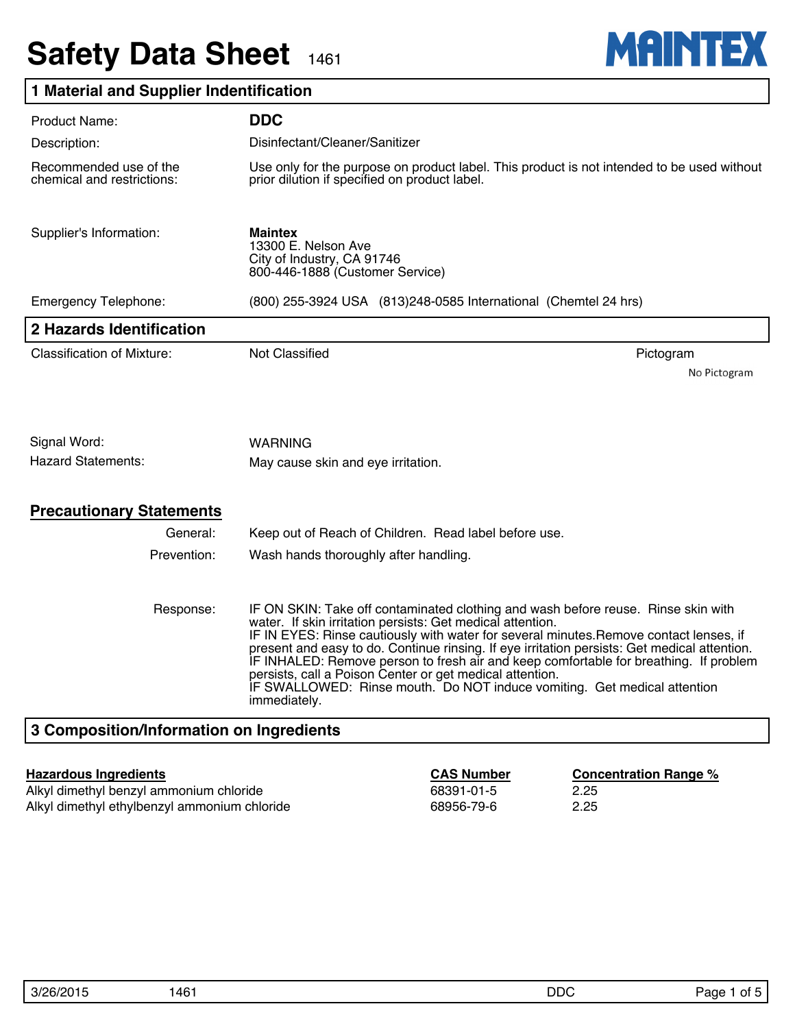# Safety Data Sheet 1461

**MAINTEX**

## 1 Material and Supplier Indentification

| | |
|---|---|
| Product Name: | **DDC** |
| Description: | Disinfectant/Cleaner/Sanitizer |
| Recommended use of the chemical and restrictions: | Use only for the purpose on product label. This product is not intended to be used without prior dilution if specified on product label. |
| Supplier's Information: | **Maintex**<br>13300 E. Nelson Ave<br>City of Industry, CA 91746<br>800-446-1888 (Customer Service) |
| Emergency Telephone: | (800) 255-3924 USA (813)248-0585 International (Chemtel 24 hrs) |

## 2 Hazards Identification

Classification of Mixture: Not Classified

Pictogram: No Pictogram

Signal Word: WARNING

Hazard Statements: May cause skin and eye irritation.

### Precautionary Statements

**General:** Keep out of Reach of Children. Read label before use.

**Prevention:** Wash hands thoroughly after handling.

**Response:** IF ON SKIN: Take off contaminated clothing and wash before reuse. Rinse skin with water. If skin irritation persists: Get medical attention.
IF IN EYES: Rinse cautiously with water for several minutes.Remove contact lenses, if present and easy to do. Continue rinsing. If eye irritation persists: Get medical attention.
IF INHALED: Remove person to fresh air and keep comfortable for breathing. If problem persists, call a Poison Center or get medical attention.
IF SWALLOWED: Rinse mouth. Do NOT induce vomiting. Get medical attention immediately.

## 3 Composition/Information on Ingredients

| Hazardous Ingredients | CAS Number | Concentration Range % |
|---|---|---|
| Alkyl dimethyl benzyl ammonium chloride | 68391-01-5 | 2.25 |
| Alkyl dimethyl ethylbenzyl ammonium chloride | 68956-79-6 | 2.25 |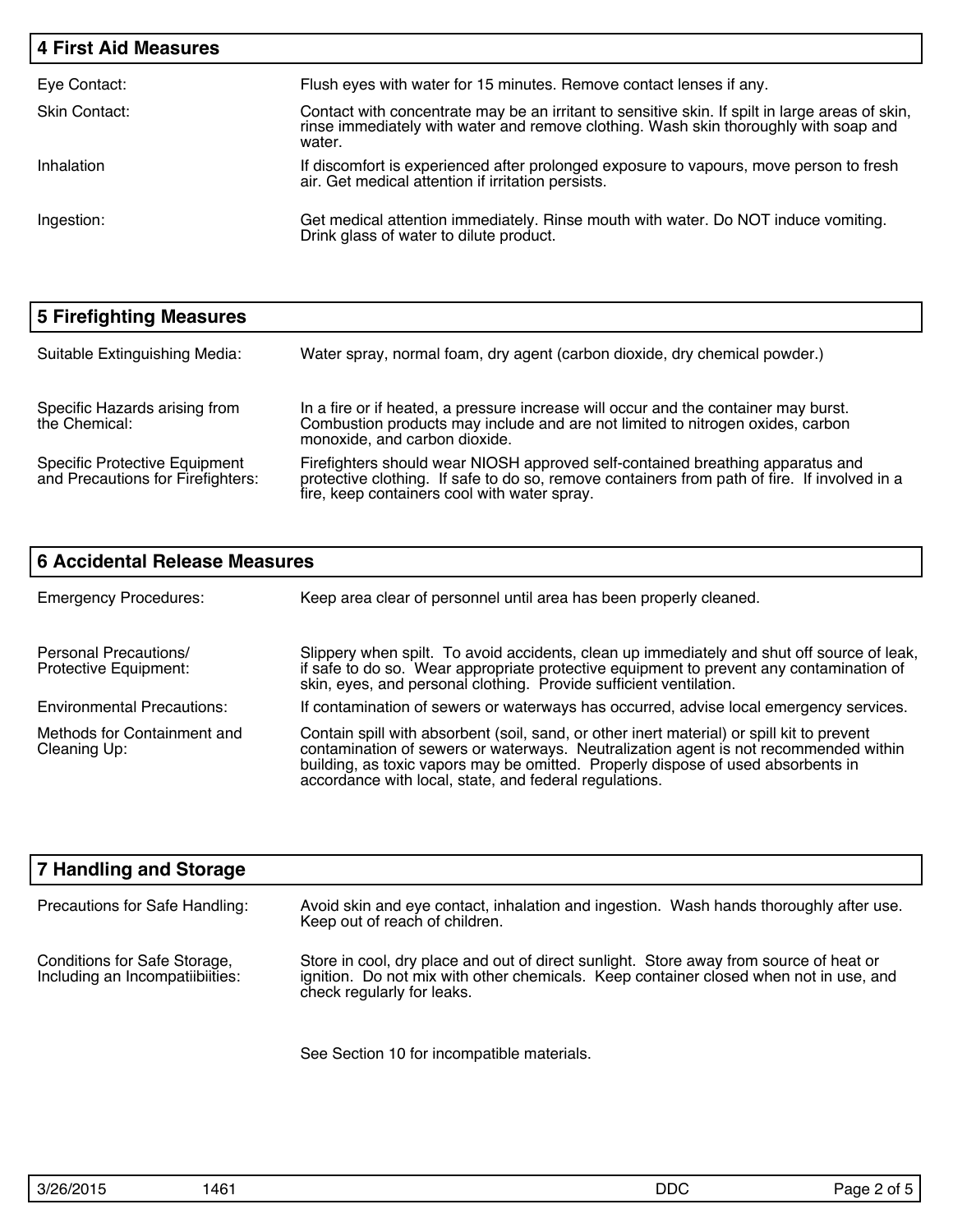## 4 First Aid Measures

| | |
|---|---|
| Eye Contact: | Flush eyes with water for 15 minutes. Remove contact lenses if any. |
| Skin Contact: | Contact with concentrate may be an irritant to sensitive skin. If spilt in large areas of skin, rinse immediately with water and remove clothing. Wash skin thoroughly with soap and water. |
| Inhalation | If discomfort is experienced after prolonged exposure to vapours, move person to fresh air. Get medical attention if irritation persists. |
| Ingestion: | Get medical attention immediately. Rinse mouth with water. Do NOT induce vomiting. Drink glass of water to dilute product. |

## 5 Firefighting Measures

| | |
|---|---|
| Suitable Extinguishing Media: | Water spray, normal foam, dry agent (carbon dioxide, dry chemical powder.) |
| Specific Hazards arising from the Chemical: | In a fire or if heated, a pressure increase will occur and the container may burst. Combustion products may include and are not limited to nitrogen oxides, carbon monoxide, and carbon dioxide. |
| Specific Protective Equipment and Precautions for Firefighters: | Firefighters should wear NIOSH approved self-contained breathing apparatus and protective clothing. If safe to do so, remove containers from path of fire. If involved in a fire, keep containers cool with water spray. |

## 6 Accidental Release Measures

| | |
|---|---|
| Emergency Procedures: | Keep area clear of personnel until area has been properly cleaned. |
| Personal Precautions/ Protective Equipment: | Slippery when spilt. To avoid accidents, clean up immediately and shut off source of leak, if safe to do so. Wear appropriate protective equipment to prevent any contamination of skin, eyes, and personal clothing. Provide sufficient ventilation. |
| Environmental Precautions: | If contamination of sewers or waterways has occurred, advise local emergency services. |
| Methods for Containment and Cleaning Up: | Contain spill with absorbent (soil, sand, or other inert material) or spill kit to prevent contamination of sewers or waterways. Neutralization agent is not recommended within building, as toxic vapors may be omitted. Properly dispose of used absorbents in accordance with local, state, and federal regulations. |

## 7 Handling and Storage

| | |
|---|---|
| Precautions for Safe Handling: | Avoid skin and eye contact, inhalation and ingestion. Wash hands thoroughly after use. Keep out of reach of children. |
| Conditions for Safe Storage, Including an Incompatiibiities: | Store in cool, dry place and out of direct sunlight. Store away from source of heat or ignition. Do not mix with other chemicals. Keep container closed when not in use, and check regularly for leaks.<br><br>See Section 10 for incompatible materials. |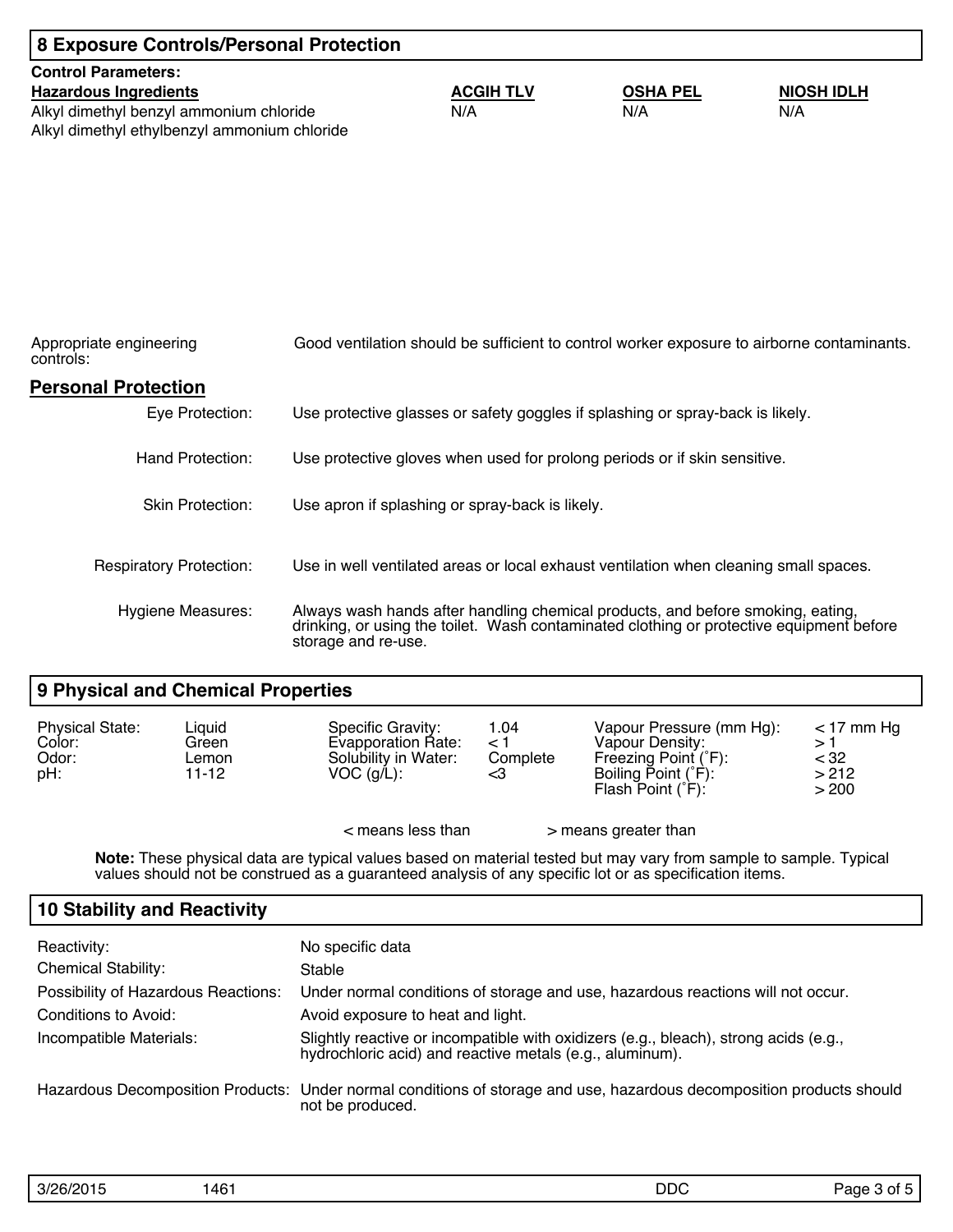## 8 Exposure Controls/Personal Protection

**Control Parameters:**

| Hazardous Ingredients | ACGIH TLV | OSHA PEL | NIOSH IDLH |
|---|---|---|---|
| Alkyl dimethyl benzyl ammonium chloride | N/A | N/A | N/A |
| Alkyl dimethyl ethylbenzyl ammonium chloride | | | |

Appropriate engineering controls: Good ventilation should be sufficient to control worker exposure to airborne contaminants.

### Personal Protection

**Eye Protection:** Use protective glasses or safety goggles if splashing or spray-back is likely.

**Hand Protection:** Use protective gloves when used for prolong periods or if skin sensitive.

**Skin Protection:** Use apron if splashing or spray-back is likely.

**Respiratory Protection:** Use in well ventilated areas or local exhaust ventilation when cleaning small spaces.

**Hygiene Measures:** Always wash hands after handling chemical products, and before smoking, eating, drinking, or using the toilet. Wash contaminated clothing or protective equipment before storage and re-use.

## 9 Physical and Chemical Properties

| | | | | | |
|---|---|---|---|---|---|
| Physical State: | Liquid | Specific Gravity: | 1.04 | Vapour Pressure (mm Hg): | < 17 mm Hg |
| Color: | Green | Evapporation Rate: | < 1 | Vapour Density: | > 1 |
| Odor: | Lemon | Solubility in Water: | Complete | Freezing Point (˚F): | < 32 |
| pH: | 11-12 | VOC (g/L): | <3 | Boiling Point (˚F): | > 212 |
| | | | | Flash Point (˚F): | > 200 |

< means less than > means greater than

**Note:** These physical data are typical values based on material tested but may vary from sample to sample. Typical values should not be construed as a guaranteed analysis of any specific lot or as specification items.

## 10 Stability and Reactivity

| | |
|---|---|
| Reactivity: | No specific data |
| Chemical Stability: | Stable |
| Possibility of Hazardous Reactions: | Under normal conditions of storage and use, hazardous reactions will not occur. |
| Conditions to Avoid: | Avoid exposure to heat and light. |
| Incompatible Materials: | Slightly reactive or incompatible with oxidizers (e.g., bleach), strong acids (e.g., hydrochloric acid) and reactive metals (e.g., aluminum). |
| Hazardous Decomposition Products: | Under normal conditions of storage and use, hazardous decomposition products should not be produced. |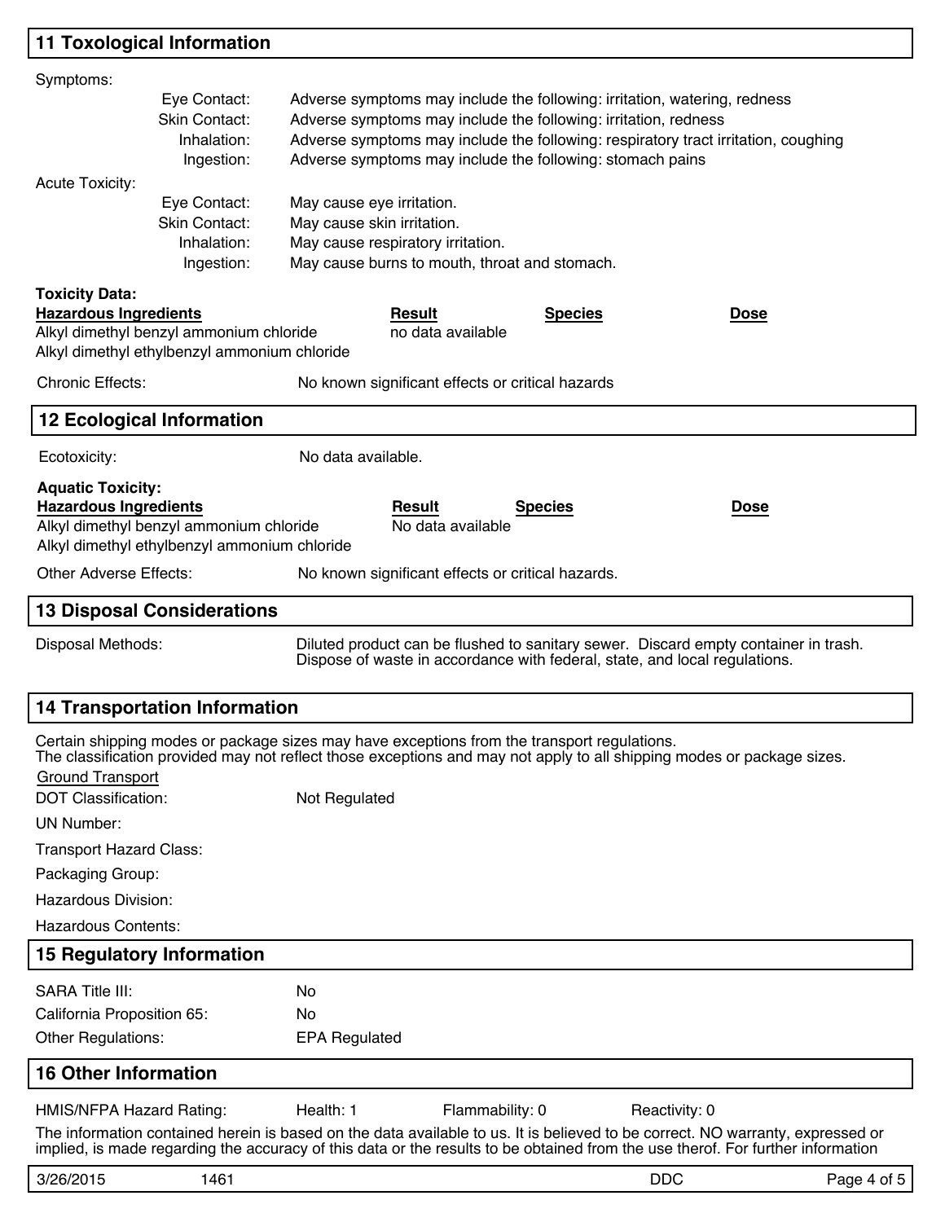## 11 Toxological Information

Symptoms:

| | |
|---|---|
| Eye Contact: | Adverse symptoms may include the following: irritation, watering, redness |
| Skin Contact: | Adverse symptoms may include the following: irritation, redness |
| Inhalation: | Adverse symptoms may include the following: respiratory tract irritation, coughing |
| Ingestion: | Adverse symptoms may include the following: stomach pains |

Acute Toxicity:

| | |
|---|---|
| Eye Contact: | May cause eye irritation. |
| Skin Contact: | May cause skin irritation. |
| Inhalation: | May cause respiratory irritation. |
| Ingestion: | May cause burns to mouth, throat and stomach. |

**Toxicity Data:**

| Hazardous Ingredients | Result | Species | Dose |
|---|---|---|---|
| Alkyl dimethyl benzyl ammonium chloride<br>Alkyl dimethyl ethylbenzyl ammonium chloride | no data available | | |

Chronic Effects: No known significant effects or critical hazards

## 12 Ecological Information

Ecotoxicity: No data available.

**Aquatic Toxicity:**

| Hazardous Ingredients | Result | Species | Dose |
|---|---|---|---|
| Alkyl dimethyl benzyl ammonium chloride<br>Alkyl dimethyl ethylbenzyl ammonium chloride | No data available | | |

Other Adverse Effects: No known significant effects or critical hazards.

## 13 Disposal Considerations

Disposal Methods: Diluted product can be flushed to sanitary sewer. Discard empty container in trash. Dispose of waste in accordance with federal, state, and local regulations.

## 14 Transportation Information

Certain shipping modes or package sizes may have exceptions from the transport regulations.
The classification provided may not reflect those exceptions and may not apply to all shipping modes or package sizes.

Ground Transport

| | |
|---|---|
| DOT Classification: | Not Regulated |
| UN Number: | |
| Transport Hazard Class: | |
| Packaging Group: | |
| Hazardous Division: | |
| Hazardous Contents: | |

## 15 Regulatory Information

| | |
|---|---|
| SARA Title III: | No |
| California Proposition 65: | No |
| Other Regulations: | EPA Regulated |

## 16 Other Information

HMIS/NFPA Hazard Rating: Health: 1 Flammability: 0 Reactivity: 0

The information contained herein is based on the data available to us. It is believed to be correct. NO warranty, expressed or implied, is made regarding the accuracy of this data or the results to be obtained from the use therof. For further information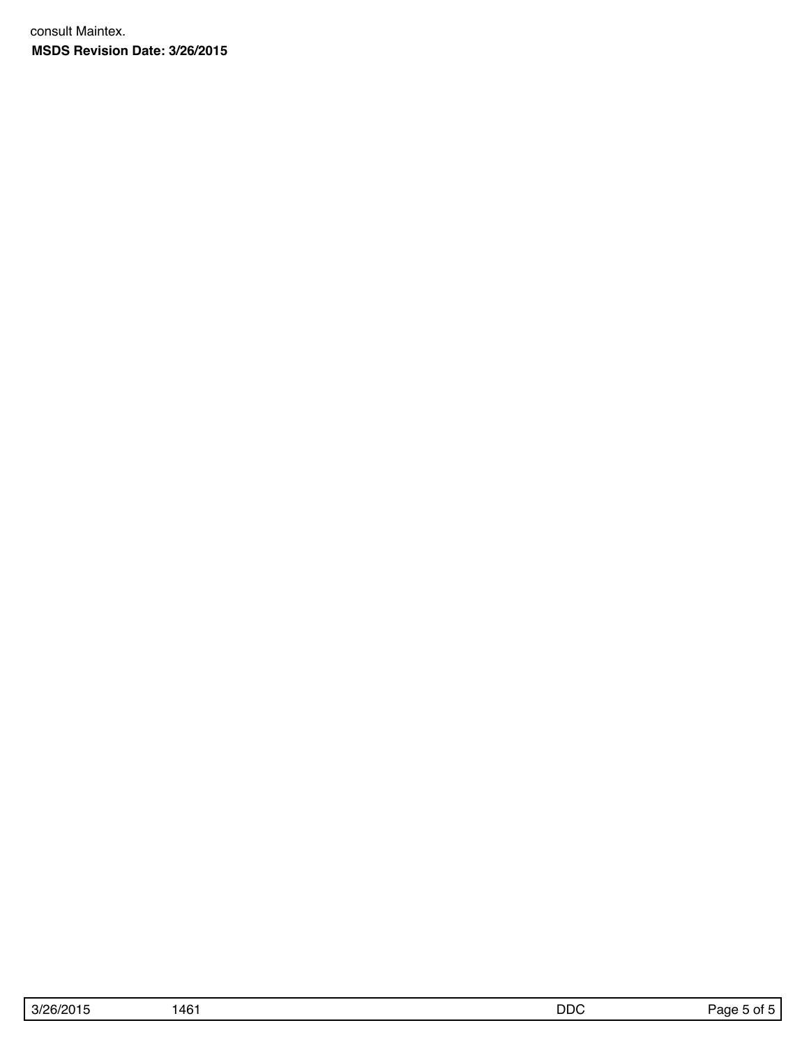consult Maintex.

**MSDS Revision Date: 3/26/2015**